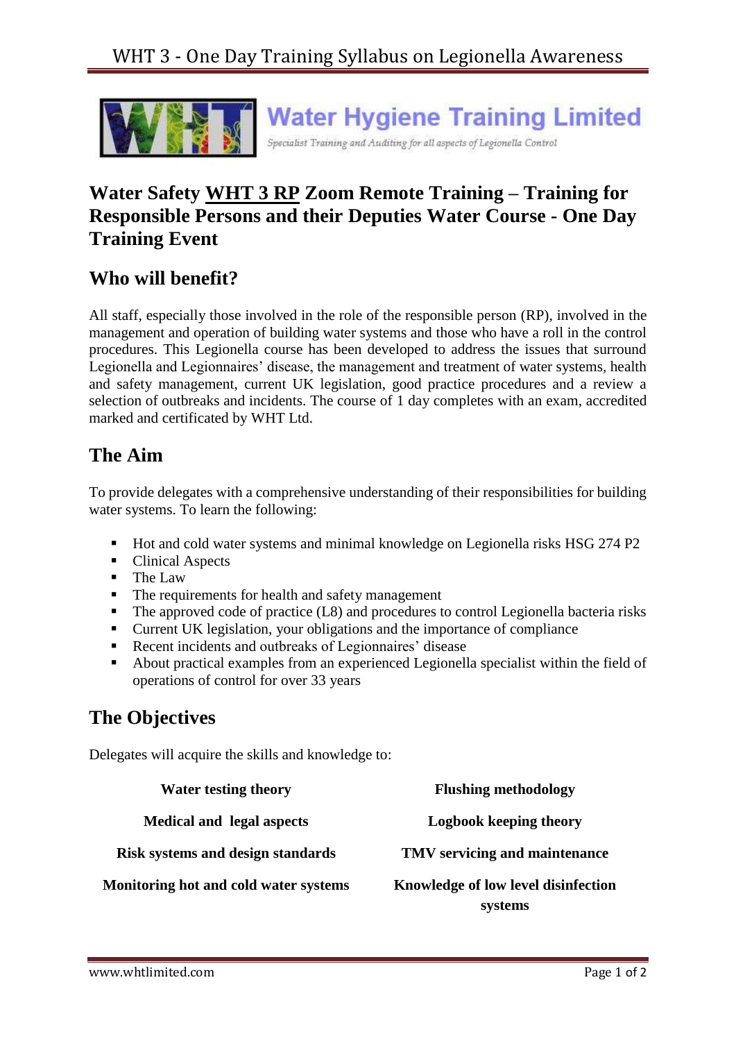Water Hygiene Training Limited

*Specialist Training and Auditing for all aspects of Legionella Control*

# Water Safety WHT 3 RP Zoom Remote Training – Training for Responsible Persons and their Deputies Water Course - One Day Training Event

## Who will benefit?

All staff, especially those involved in the role of the responsible person (RP), involved in the management and operation of building water systems and those who have a roll in the control procedures. This Legionella course has been developed to address the issues that surround Legionella and Legionnaires' disease, the management and treatment of water systems, health and safety management, current UK legislation, good practice procedures and a review a selection of outbreaks and incidents. The course of 1 day completes with an exam, accredited marked and certificated by WHT Ltd.

## The Aim

To provide delegates with a comprehensive understanding of their responsibilities for building water systems. To learn the following:

- Hot and cold water systems and minimal knowledge on Legionella risks HSG 274 P2
- Clinical Aspects
- The Law
- The requirements for health and safety management
- The approved code of practice (L8) and procedures to control Legionella bacteria risks
- Current UK legislation, your obligations and the importance of compliance
- Recent incidents and outbreaks of Legionnaires' disease
- About practical examples from an experienced Legionella specialist within the field of operations of control for over 33 years

## The Objectives

Delegates will acquire the skills and knowledge to:

**Water testing theory**

**Flushing methodology**

**Medical and legal aspects**

**Logbook keeping theory**

**Risk systems and design standards**

**TMV servicing and maintenance**

**Monitoring hot and cold water systems**

**Knowledge of low level disinfection systems**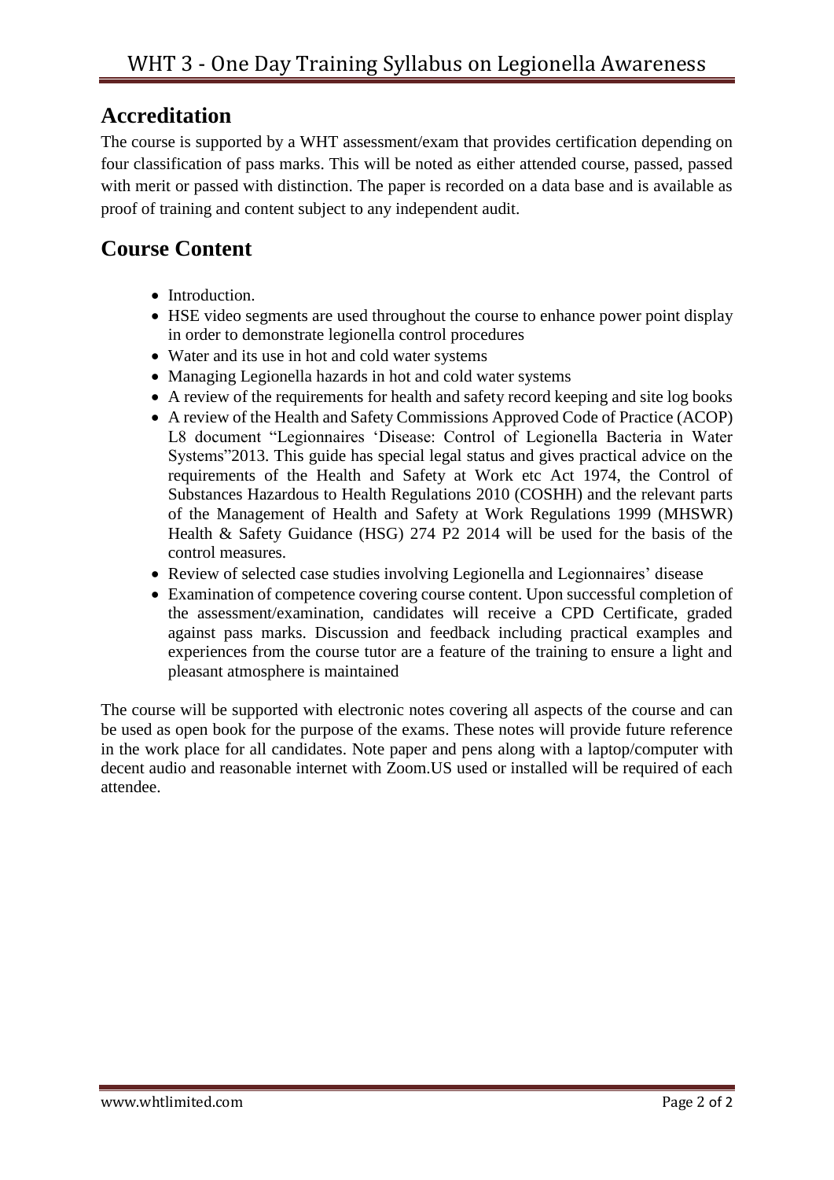## Accreditation

The course is supported by a WHT assessment/exam that provides certification depending on four classification of pass marks. This will be noted as either attended course, passed, passed with merit or passed with distinction. The paper is recorded on a data base and is available as proof of training and content subject to any independent audit.

## Course Content

- Introduction.
- HSE video segments are used throughout the course to enhance power point display in order to demonstrate legionella control procedures
- Water and its use in hot and cold water systems
- Managing Legionella hazards in hot and cold water systems
- A review of the requirements for health and safety record keeping and site log books
- A review of the Health and Safety Commissions Approved Code of Practice (ACOP) L8 document "Legionnaires 'Disease: Control of Legionella Bacteria in Water Systems"2013. This guide has special legal status and gives practical advice on the requirements of the Health and Safety at Work etc Act 1974, the Control of Substances Hazardous to Health Regulations 2010 (COSHH) and the relevant parts of the Management of Health and Safety at Work Regulations 1999 (MHSWR) Health & Safety Guidance (HSG) 274 P2 2014 will be used for the basis of the control measures.
- Review of selected case studies involving Legionella and Legionnaires' disease
- Examination of competence covering course content. Upon successful completion of the assessment/examination, candidates will receive a CPD Certificate, graded against pass marks. Discussion and feedback including practical examples and experiences from the course tutor are a feature of the training to ensure a light and pleasant atmosphere is maintained

The course will be supported with electronic notes covering all aspects of the course and can be used as open book for the purpose of the exams. These notes will provide future reference in the work place for all candidates. Note paper and pens along with a laptop/computer with decent audio and reasonable internet with Zoom.US used or installed will be required of each attendee.